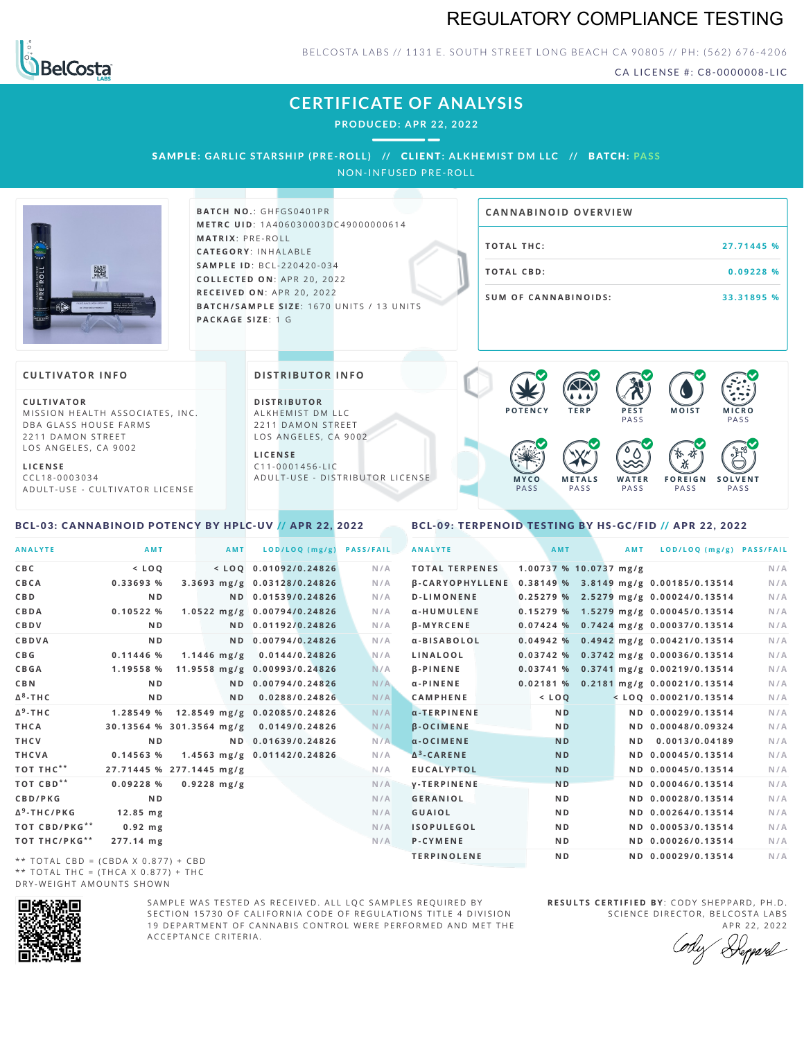# REGULATORY COMPLIANCE TESTING

BELCOSTA LABS // 1131 E. SOUTH STREET LONG BEACH CA 90805 // PH: (562) 676-4206

CA LICENSE #: C8-0000008-LIC

## CERTIFICATE OF ANALYSIS

**PRODUCED: APR 22, 2022**

**SAMPLE:** GARLIC STARSHIP (PRE-ROLL) // **CLIENT:** ALKHEMIST DM LLC // **BATCH:** PASS

NON-INFUSED PRE-ROLL

**BATCH NO.:** GHFGS0401PR
**METRC UID:** 1A406030003DC49000000614
**MATRIX:** PRE-ROLL
**CATEGORY:** INHALABLE
**SAMPLE ID:** BCL-220420-034
**COLLECTED ON:** APR 20, 2022
**RECEIVED ON:** APR 20, 2022
**BATCH/SAMPLE SIZE:** 1670 UNITS / 13 UNITS
**PACKAGE SIZE:** 1 G

### CANNABINOID OVERVIEW

| | |
|---|---|
| TOTAL THC: | 27.71445 % |
| TOTAL CBD: | 0.09228 % |
| SUM OF CANNABINOIDS: | 33.31895 % |

### CULTIVATOR INFO

**CULTIVATOR**
MISSION HEALTH ASSOCIATES, INC.
DBA GLASS HOUSE FARMS
2211 DAMON STREET
LOS ANGELES, CA 9002

**LICENSE**
CCL18-0003034
ADULT-USE - CULTIVATOR LICENSE

### DISTRIBUTOR INFO

**DISTRIBUTOR**
ALKHEMIST DM LLC
2211 DAMON STREET
LOS ANGELES, CA 9002

**LICENSE**
C11-0001456-LIC
ADULT-USE - DISTRIBUTOR LICENSE

POTENCY | TERP | PEST PASS | MOIST | MICRO PASS
MYCO PASS | METALS PASS | WATER PASS | FOREIGN PASS | SOLVENT PASS

### BCL-03: CANNABINOID POTENCY BY HPLC-UV // APR 22, 2022

| ANALYTE | AMT | AMT | LOD/LOQ (mg/g) | PASS/FAIL |
|---|---|---|---|---|
| CBC | < LOQ | < LOQ | 0.01092/0.24826 | N/A |
| CBCA | 0.33693 % | 3.3693 mg/g | 0.03128/0.24826 | N/A |
| CBD | ND | ND | 0.01539/0.24826 | N/A |
| CBDA | 0.10522 % | 1.0522 mg/g | 0.00794/0.24826 | N/A |
| CBDV | ND | ND | 0.01192/0.24826 | N/A |
| CBDVA | ND | ND | 0.00794/0.24826 | N/A |
| CBG | 0.11446 % | 1.1446 mg/g | 0.0144/0.24826 | N/A |
| CBGA | 1.19558 % | 11.9558 mg/g | 0.00993/0.24826 | N/A |
| CBN | ND | ND | 0.00794/0.24826 | N/A |
| Δ8-THC | ND | ND | 0.0288/0.24826 | N/A |
| Δ9-THC | 1.28549 % | 12.8549 mg/g | 0.02085/0.24826 | N/A |
| THCA | 30.13564 % | 301.3564 mg/g | 0.0149/0.24826 | N/A |
| THCV | ND | ND | 0.01639/0.24826 | N/A |
| THCVA | 0.14563 % | 1.4563 mg/g | 0.01142/0.24826 | N/A |
| TOT THC** | 27.71445 % | 277.1445 mg/g | | N/A |
| TOT CBD** | 0.09228 % | 0.9228 mg/g | | N/A |
| CBD/PKG | ND | | | N/A |
| Δ9-THC/PKG | 12.85 mg | | | N/A |
| TOT CBD/PKG** | 0.92 mg | | | N/A |
| TOT THC/PKG** | 277.14 mg | | | N/A |

** TOTAL CBD = (CBDA X 0.877) + CBD
** TOTAL THC = (THCA X 0.877) + THC
DRY-WEIGHT AMOUNTS SHOWN

### BCL-09: TERPENOID TESTING BY HS-GC/FID // APR 22, 2022

| ANALYTE | AMT | AMT | LOD/LOQ (mg/g) | PASS/FAIL |
|---|---|---|---|---|
| TOTAL TERPENES | 1.00737 % | 10.0737 mg/g | | N/A |
| β-CARYOPHYLLENE | 0.38149 % | 3.8149 mg/g | 0.00185/0.13514 | N/A |
| D-LIMONENE | 0.25279 % | 2.5279 mg/g | 0.00024/0.13514 | N/A |
| α-HUMULENE | 0.15279 % | 1.5279 mg/g | 0.00045/0.13514 | N/A |
| β-MYRCENE | 0.07424 % | 0.7424 mg/g | 0.00037/0.13514 | N/A |
| α-BISABOLOL | 0.04942 % | 0.4942 mg/g | 0.00421/0.13514 | N/A |
| LINALOOL | 0.03742 % | 0.3742 mg/g | 0.00036/0.13514 | N/A |
| β-PINENE | 0.03741 % | 0.3741 mg/g | 0.00219/0.13514 | N/A |
| α-PINENE | 0.02181 % | 0.2181 mg/g | 0.00021/0.13514 | N/A |
| CAMPHENE | < LOQ | < LOQ | 0.00021/0.13514 | N/A |
| α-TERPINENE | ND | ND | 0.00029/0.13514 | N/A |
| β-OCIMENE | ND | ND | 0.00048/0.09324 | N/A |
| α-OCIMENE | ND | ND | 0.0013/0.04189 | N/A |
| Δ3-CARENE | ND | ND | 0.00045/0.13514 | N/A |
| EUCALYPTOL | ND | ND | 0.00045/0.13514 | N/A |
| γ-TERPINENE | ND | ND | 0.00046/0.13514 | N/A |
| GERANIOL | ND | ND | 0.00028/0.13514 | N/A |
| GUAIOL | ND | ND | 0.00264/0.13514 | N/A |
| ISOPULEGOL | ND | ND | 0.00053/0.13514 | N/A |
| P-CYMENE | ND | ND | 0.00026/0.13514 | N/A |
| TERPINOLENE | ND | ND | 0.00029/0.13514 | N/A |

SAMPLE WAS TESTED AS RECEIVED. ALL LQC SAMPLES REQUIRED BY SECTION 15730 OF CALIFORNIA CODE OF REGULATIONS TITLE 4 DIVISION 19 DEPARTMENT OF CANNABIS CONTROL WERE PERFORMED AND MET THE ACCEPTANCE CRITERIA.

**RESULTS CERTIFIED BY:** CODY SHEPPARD, PH.D.
SCIENCE DIRECTOR, BELCOSTA LABS
APR 22, 2022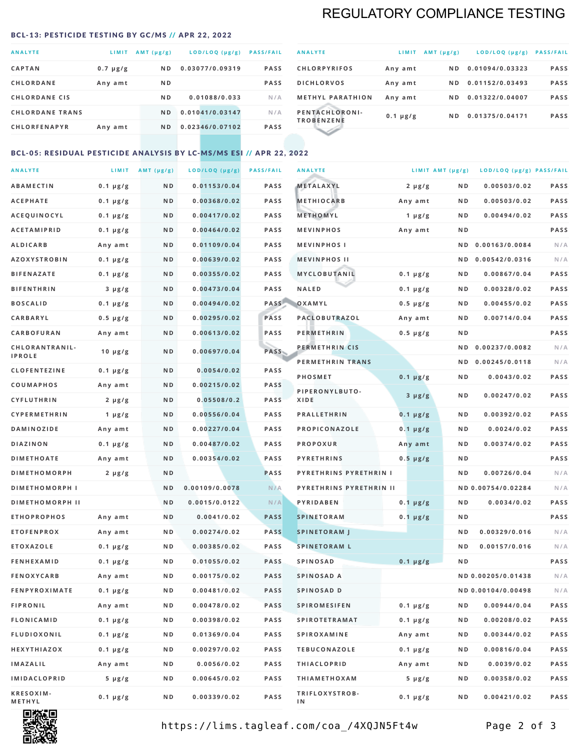# REGULATORY COMPLIANCE TESTING

### BCL-13: PESTICIDE TESTING BY GC/MS // APR 22, 2022

| ANALYTE | LIMIT | AMT (µg/g) | LOD/LOQ (µg/g) | PASS/FAIL |
|---|---|---|---|---|
| CAPTAN | 0.7 µg/g | ND | 0.03077/0.09319 | PASS |
| CHLORDANE | Any amt | ND | | PASS |
| CHLORDANE CIS | | ND | 0.01088/0.033 | N/A |
| CHLORDANE TRANS | | ND | 0.01041/0.03147 | N/A |
| CHLORFENAPYR | Any amt | ND | 0.02346/0.07102 | PASS |
| CHLORPYRIFOS | Any amt | ND | 0.01094/0.03323 | PASS |
| DICHLORVOS | Any amt | ND | 0.01152/0.03493 | PASS |
| METHYL PARATHION | Any amt | ND | 0.01322/0.04007 | PASS |
| PENTACHLORONITROBENZENE | 0.1 µg/g | ND | 0.01375/0.04171 | PASS |

### BCL-05: RESIDUAL PESTICIDE ANALYSIS BY LC-MS/MS ESI // APR 22, 2022

| ANALYTE | LIMIT | AMT (µg/g) | LOD/LOQ (µg/g) | PASS/FAIL |
|---|---|---|---|---|
| ABAMECTIN | 0.1 µg/g | ND | 0.01153/0.04 | PASS |
| ACEPHATE | 0.1 µg/g | ND | 0.00368/0.02 | PASS |
| ACEQUINOCYL | 0.1 µg/g | ND | 0.00417/0.02 | PASS |
| ACETAMIPRID | 0.1 µg/g | ND | 0.00464/0.02 | PASS |
| ALDICARB | Any amt | ND | 0.01109/0.04 | PASS |
| AZOXYSTROBIN | 0.1 µg/g | ND | 0.00639/0.02 | PASS |
| BIFENAZATE | 0.1 µg/g | ND | 0.00355/0.02 | PASS |
| BIFENTHRIN | 3 µg/g | ND | 0.00473/0.04 | PASS |
| BOSCALID | 0.1 µg/g | ND | 0.00494/0.02 | PASS |
| CARBARYL | 0.5 µg/g | ND | 0.00295/0.02 | PASS |
| CARBOFURAN | Any amt | ND | 0.00613/0.02 | PASS |
| CHLORANTRANILIPROLE | 10 µg/g | ND | 0.00697/0.04 | PASS |
| CLOFENTEZINE | 0.1 µg/g | ND | 0.0054/0.02 | PASS |
| COUMAPHOS | Any amt | ND | 0.00215/0.02 | PASS |
| CYFLUTHRIN | 2 µg/g | ND | 0.05508/0.2 | PASS |
| CYPERMETHRIN | 1 µg/g | ND | 0.00556/0.04 | PASS |
| DAMINOZIDE | Any amt | ND | 0.00227/0.04 | PASS |
| DIAZINON | 0.1 µg/g | ND | 0.00487/0.02 | PASS |
| DIMETHOATE | Any amt | ND | 0.00354/0.02 | PASS |
| DIMETHOMORPH | 2 µg/g | ND | | PASS |
| DIMETHOMORPH I | | ND | 0.00109/0.0078 | N/A |
| DIMETHOMORPH II | | ND | 0.0015/0.0122 | N/A |
| ETHOPROPHOS | Any amt | ND | 0.0041/0.02 | PASS |
| ETOFENPROX | Any amt | ND | 0.00274/0.02 | PASS |
| ETOXAZOLE | 0.1 µg/g | ND | 0.00385/0.02 | PASS |
| FENHEXAMID | 0.1 µg/g | ND | 0.01055/0.02 | PASS |
| FENOXYCARB | Any amt | ND | 0.00175/0.02 | PASS |
| FENPYROXIMATE | 0.1 µg/g | ND | 0.00481/0.02 | PASS |
| FIPRONIL | Any amt | ND | 0.00478/0.02 | PASS |
| FLONICAMID | 0.1 µg/g | ND | 0.00398/0.02 | PASS |
| FLUDIOXONIL | 0.1 µg/g | ND | 0.01369/0.04 | PASS |
| HEXYTHIAZOX | 0.1 µg/g | ND | 0.00297/0.02 | PASS |
| IMAZALIL | Any amt | ND | 0.0056/0.02 | PASS |
| IMIDACLOPRID | 5 µg/g | ND | 0.00645/0.02 | PASS |
| KRESOXIM-METHYL | 0.1 µg/g | ND | 0.00339/0.02 | PASS |
| METALAXYL | 2 µg/g | ND | 0.00503/0.02 | PASS |
| METHIOCARB | Any amt | ND | 0.00503/0.02 | PASS |
| METHOMYL | 1 µg/g | ND | 0.00494/0.02 | PASS |
| MEVINPHOS | Any amt | ND | | PASS |
| MEVINPHOS I | | ND | 0.00163/0.0084 | N/A |
| MEVINPHOS II | | ND | 0.00542/0.0316 | N/A |
| MYCLOBUTANIL | 0.1 µg/g | ND | 0.00867/0.04 | PASS |
| NALED | 0.1 µg/g | ND | 0.00328/0.02 | PASS |
| OXAMYL | 0.5 µg/g | ND | 0.00455/0.02 | PASS |
| PACLOBUTRAZOL | Any amt | ND | 0.00714/0.04 | PASS |
| PERMETHRIN | 0.5 µg/g | ND | | PASS |
| PERMETHRIN CIS | | ND | 0.00237/0.0082 | N/A |
| PERMETHRIN TRANS | | ND | 0.00245/0.0118 | N/A |
| PHOSMET | 0.1 µg/g | ND | 0.0043/0.02 | PASS |
| PIPERONYLBUTOXIDE | 3 µg/g | ND | 0.00247/0.02 | PASS |
| PRALLETHRIN | 0.1 µg/g | ND | 0.00392/0.02 | PASS |
| PROPICONAZOLE | 0.1 µg/g | ND | 0.0024/0.02 | PASS |
| PROPOXUR | Any amt | ND | 0.00374/0.02 | PASS |
| PYRETHRINS | 0.5 µg/g | ND | | PASS |
| PYRETHRINS PYRETHRIN I | | ND | 0.00726/0.04 | N/A |
| PYRETHRINS PYRETHRIN II | | ND | 0.00754/0.02284 | N/A |
| PYRIDABEN | 0.1 µg/g | ND | 0.0034/0.02 | PASS |
| SPINETORAM | 0.1 µg/g | ND | | PASS |
| SPINETORAM J | | ND | 0.00329/0.016 | N/A |
| SPINETORAM L | | ND | 0.00157/0.016 | N/A |
| SPINOSAD | 0.1 µg/g | ND | | PASS |
| SPINOSAD A | | ND | 0.00205/0.01438 | N/A |
| SPINOSAD D | | ND | 0.00104/0.00498 | N/A |
| SPIROMESIFEN | 0.1 µg/g | ND | 0.00944/0.04 | PASS |
| SPIROTETRAMAT | 0.1 µg/g | ND | 0.00208/0.02 | PASS |
| SPIROXAMINE | Any amt | ND | 0.00344/0.02 | PASS |
| TEBUCONAZOLE | 0.1 µg/g | ND | 0.00816/0.04 | PASS |
| THIACLOPRID | Any amt | ND | 0.0039/0.02 | PASS |
| THIAMETHOXAM | 5 µg/g | ND | 0.00358/0.02 | PASS |
| TRIFLOXYSTROBIN | 0.1 µg/g | ND | 0.00421/0.02 | PASS |

https://lims.tagleaf.com/coa_/4XQJN5Ft4w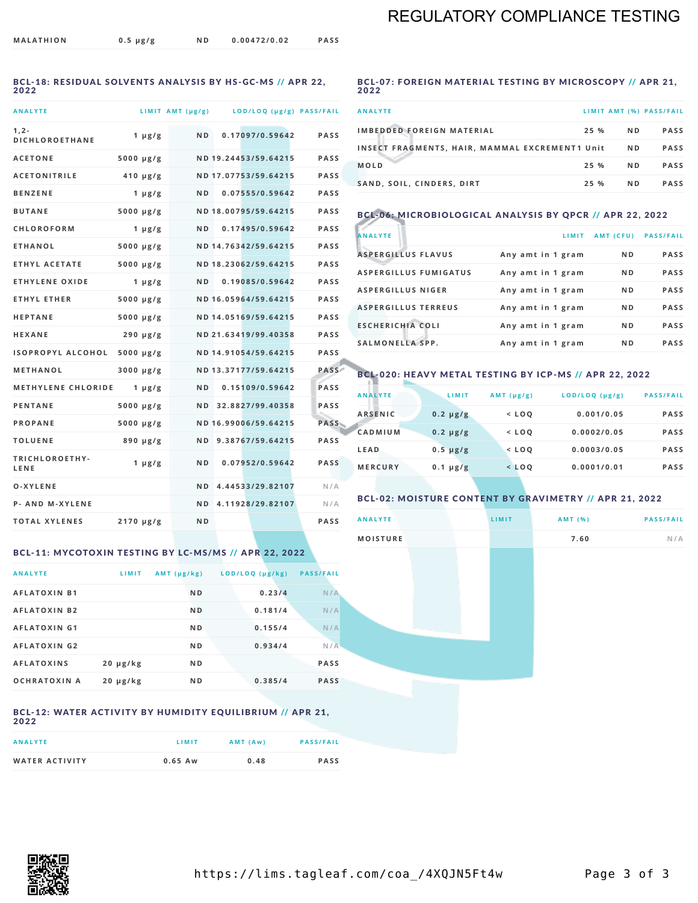| | | | | |
|---|---|---|---|---|
| MALATHION | 0.5 µg/g | ND | 0.00472/0.02 | PASS |

## BCL-18: RESIDUAL SOLVENTS ANALYSIS BY HS-GC-MS // APR 22, 2022

| ANALYTE | LIMIT | AMT (µg/g) | LOD/LOQ (µg/g) | PASS/FAIL |
|---|---|---|---|---|
| 1,2-DICHLOROETHANE | 1 µg/g | ND | 0.17097/0.59642 | PASS |
| ACETONE | 5000 µg/g | ND | 19.24453/59.64215 | PASS |
| ACETONITRILE | 410 µg/g | ND | 17.07753/59.64215 | PASS |
| BENZENE | 1 µg/g | ND | 0.07555/0.59642 | PASS |
| BUTANE | 5000 µg/g | ND | 18.00795/59.64215 | PASS |
| CHLOROFORM | 1 µg/g | ND | 0.17495/0.59642 | PASS |
| ETHANOL | 5000 µg/g | ND | 14.76342/59.64215 | PASS |
| ETHYL ACETATE | 5000 µg/g | ND | 18.23062/59.64215 | PASS |
| ETHYLENE OXIDE | 1 µg/g | ND | 0.19085/0.59642 | PASS |
| ETHYL ETHER | 5000 µg/g | ND | 16.05964/59.64215 | PASS |
| HEPTANE | 5000 µg/g | ND | 14.05169/59.64215 | PASS |
| HEXANE | 290 µg/g | ND | 21.63419/99.40358 | PASS |
| ISOPROPYL ALCOHOL | 5000 µg/g | ND | 14.91054/59.64215 | PASS |
| METHANOL | 3000 µg/g | ND | 13.37177/59.64215 | PASS |
| METHYLENE CHLORIDE | 1 µg/g | ND | 0.15109/0.59642 | PASS |
| PENTANE | 5000 µg/g | ND | 32.8827/99.40358 | PASS |
| PROPANE | 5000 µg/g | ND | 16.99006/59.64215 | PASS |
| TOLUENE | 890 µg/g | ND | 9.38767/59.64215 | PASS |
| TRICHLOROETHYLENE | 1 µg/g | ND | 0.07952/0.59642 | PASS |
| O-XYLENE | | ND | 4.44533/29.82107 | N/A |
| P- AND M-XYLENE | | ND | 4.11928/29.82107 | N/A |
| TOTAL XYLENES | 2170 µg/g | ND | | PASS |

## BCL-11: MYCOTOXIN TESTING BY LC-MS/MS // APR 22, 2022

| ANALYTE | LIMIT | AMT (µg/kg) | LOD/LOQ (µg/kg) | PASS/FAIL |
|---|---|---|---|---|
| AFLATOXIN B1 | | ND | 0.23/4 | N/A |
| AFLATOXIN B2 | | ND | 0.181/4 | N/A |
| AFLATOXIN G1 | | ND | 0.155/4 | N/A |
| AFLATOXIN G2 | | ND | 0.934/4 | N/A |
| AFLATOXINS | 20 µg/kg | ND | | PASS |
| OCHRATOXIN A | 20 µg/kg | ND | 0.385/4 | PASS |

## BCL-12: WATER ACTIVITY BY HUMIDITY EQUILIBRIUM // APR 21, 2022

| ANALYTE | LIMIT | AMT (Aw) | PASS/FAIL |
|---|---|---|---|
| WATER ACTIVITY | 0.65 Aw | 0.48 | PASS |

## BCL-07: FOREIGN MATERIAL TESTING BY MICROSCOPY // APR 21, 2022

| ANALYTE | LIMIT | AMT (%) | PASS/FAIL |
|---|---|---|---|
| IMBEDDED FOREIGN MATERIAL | 25 % | ND | PASS |
| INSECT FRAGMENTS, HAIR, MAMMAL EXCREMENT | 1 Unit | ND | PASS |
| MOLD | 25 % | ND | PASS |
| SAND, SOIL, CINDERS, DIRT | 25 % | ND | PASS |

## BCL-06: MICROBIOLOGICAL ANALYSIS BY QPCR // APR 22, 2022

| ANALYTE | LIMIT | AMT (CFU) | PASS/FAIL |
|---|---|---|---|
| ASPERGILLUS FLAVUS | Any amt in 1 gram | ND | PASS |
| ASPERGILLUS FUMIGATUS | Any amt in 1 gram | ND | PASS |
| ASPERGILLUS NIGER | Any amt in 1 gram | ND | PASS |
| ASPERGILLUS TERREUS | Any amt in 1 gram | ND | PASS |
| ESCHERICHIA COLI | Any amt in 1 gram | ND | PASS |
| SALMONELLA SPP. | Any amt in 1 gram | ND | PASS |

## BCL-020: HEAVY METAL TESTING BY ICP-MS // APR 22, 2022

| ANALYTE | LIMIT | AMT (µg/g) | LOD/LOQ (µg/g) | PASS/FAIL |
|---|---|---|---|---|
| ARSENIC | 0.2 µg/g | < LOQ | 0.001/0.05 | PASS |
| CADMIUM | 0.2 µg/g | < LOQ | 0.0002/0.05 | PASS |
| LEAD | 0.5 µg/g | < LOQ | 0.0003/0.05 | PASS |
| MERCURY | 0.1 µg/g | < LOQ | 0.0001/0.01 | PASS |

## BCL-02: MOISTURE CONTENT BY GRAVIMETRY // APR 21, 2022

| ANALYTE | LIMIT | AMT (%) | PASS/FAIL |
|---|---|---|---|
| MOISTURE | | 7.60 | N/A |

https://lims.tagleaf.com/coa_/4XQJN5Ft4w